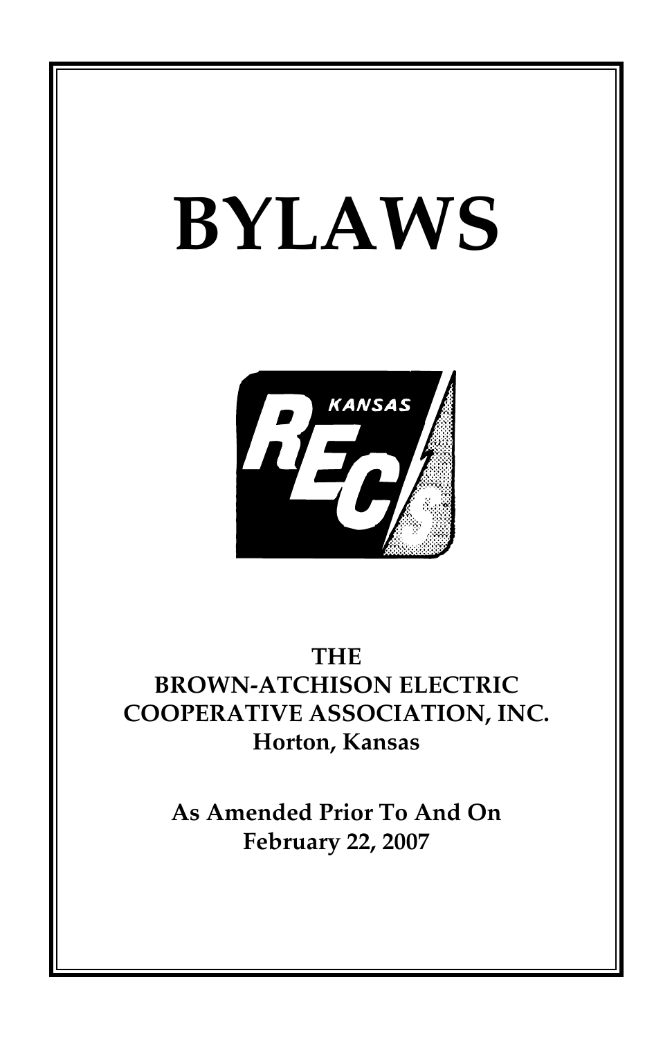# BYLAWS

**THE**
**BROWN-ATCHISON ELECTRIC**
**COOPERATIVE ASSOCIATION, INC.**
**Horton, Kansas**

**As Amended Prior To And On**
**February 22, 2007**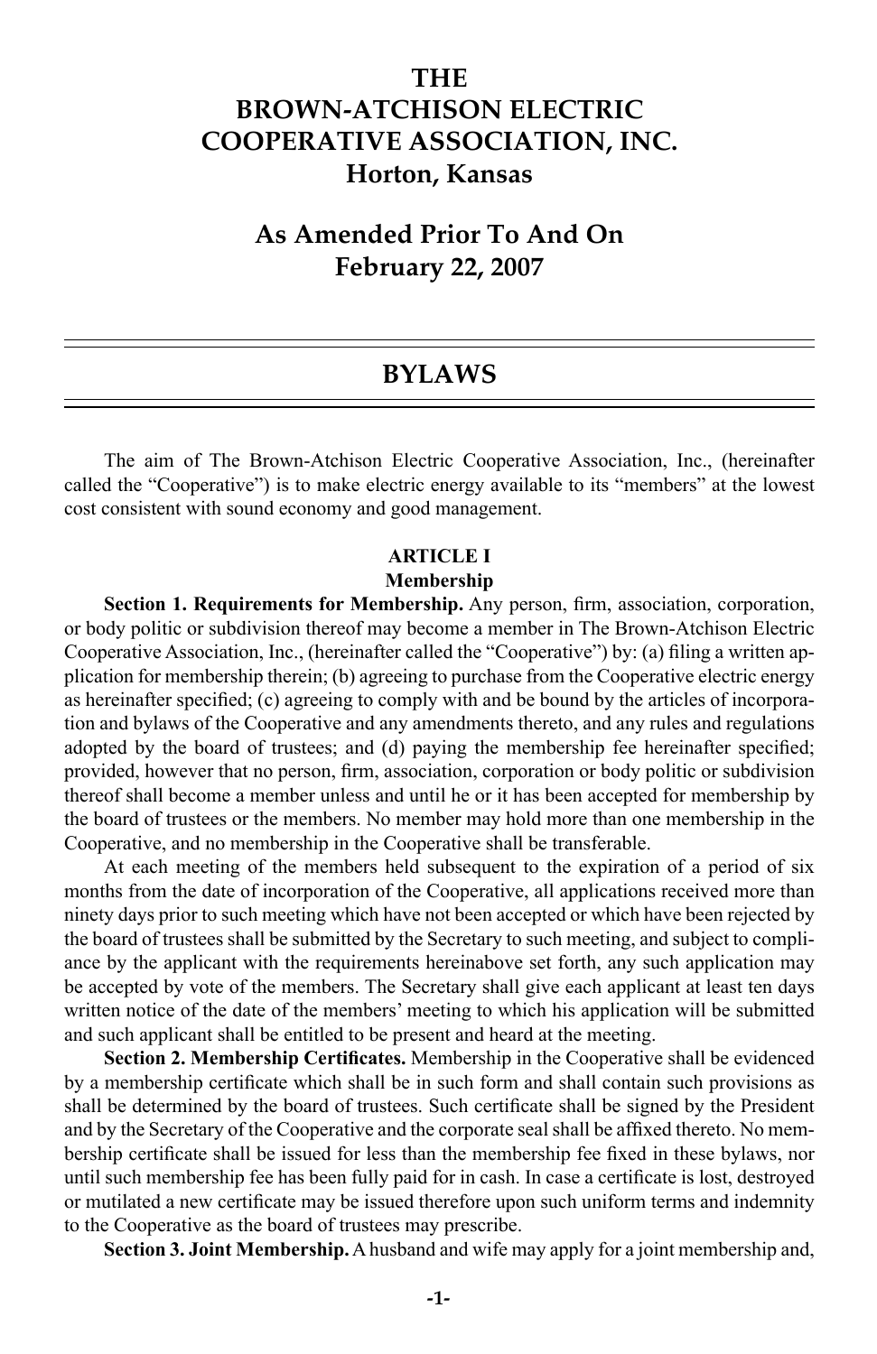# THE BROWN-ATCHISON ELECTRIC COOPERATIVE ASSOCIATION, INC.

## Horton, Kansas

## As Amended Prior To And On February 22, 2007

---

## BYLAWS

---

The aim of The Brown-Atchison Electric Cooperative Association, Inc., (hereinafter called the "Cooperative") is to make electric energy available to its "members" at the lowest cost consistent with sound economy and good management.

### ARTICLE I
### Membership

**Section 1. Requirements for Membership.** Any person, firm, association, corporation, or body politic or subdivision thereof may become a member in The Brown-Atchison Electric Cooperative Association, Inc., (hereinafter called the "Cooperative") by: (a) filing a written application for membership therein; (b) agreeing to purchase from the Cooperative electric energy as hereinafter specified; (c) agreeing to comply with and be bound by the articles of incorporation and bylaws of the Cooperative and any amendments thereto, and any rules and regulations adopted by the board of trustees; and (d) paying the membership fee hereinafter specified; provided, however that no person, firm, association, corporation or body politic or subdivision thereof shall become a member unless and until he or it has been accepted for membership by the board of trustees or the members. No member may hold more than one membership in the Cooperative, and no membership in the Cooperative shall be transferable.

At each meeting of the members held subsequent to the expiration of a period of six months from the date of incorporation of the Cooperative, all applications received more than ninety days prior to such meeting which have not been accepted or which have been rejected by the board of trustees shall be submitted by the Secretary to such meeting, and subject to compliance by the applicant with the requirements hereinabove set forth, any such application may be accepted by vote of the members. The Secretary shall give each applicant at least ten days written notice of the date of the members' meeting to which his application will be submitted and such applicant shall be entitled to be present and heard at the meeting.

**Section 2. Membership Certificates.** Membership in the Cooperative shall be evidenced by a membership certificate which shall be in such form and shall contain such provisions as shall be determined by the board of trustees. Such certificate shall be signed by the President and by the Secretary of the Cooperative and the corporate seal shall be affixed thereto. No membership certificate shall be issued for less than the membership fee fixed in these bylaws, nor until such membership fee has been fully paid for in cash. In case a certificate is lost, destroyed or mutilated a new certificate may be issued therefore upon such uniform terms and indemnity to the Cooperative as the board of trustees may prescribe.

**Section 3. Joint Membership.** A husband and wife may apply for a joint membership and,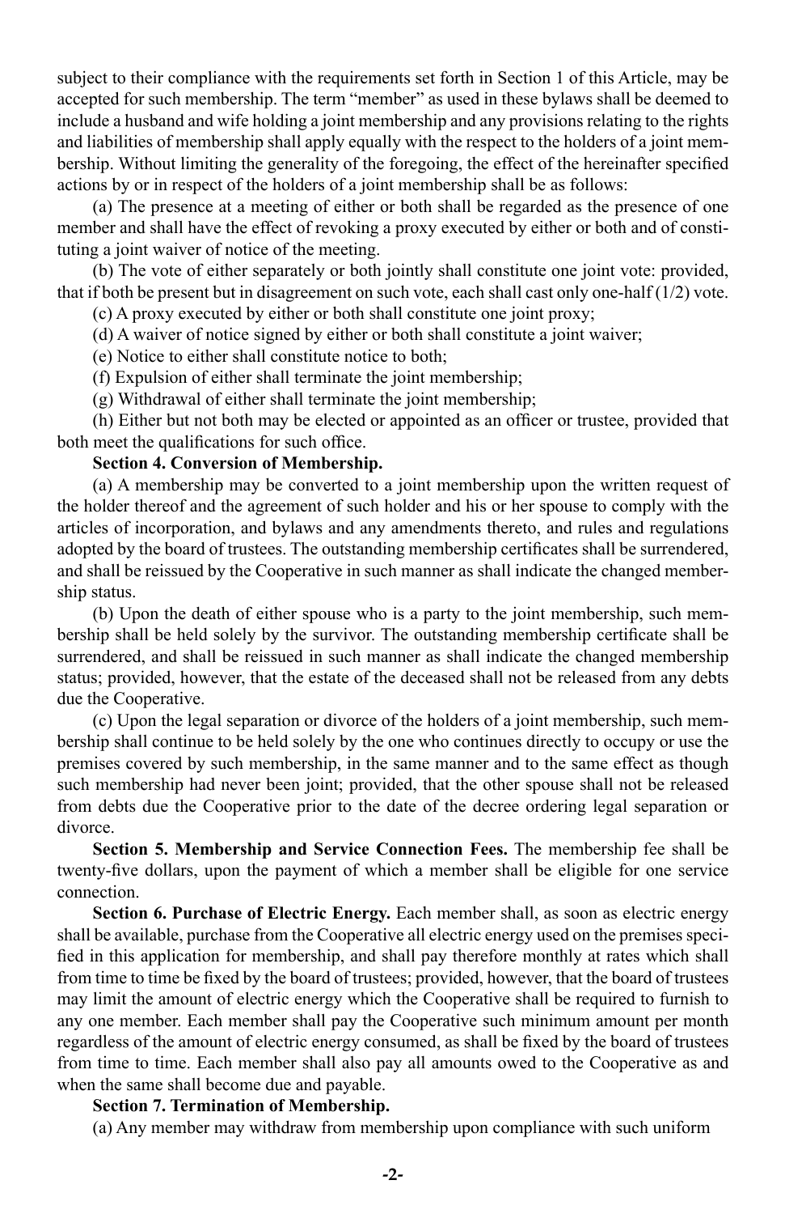subject to their compliance with the requirements set forth in Section 1 of this Article, may be accepted for such membership. The term "member" as used in these bylaws shall be deemed to include a husband and wife holding a joint membership and any provisions relating to the rights and liabilities of membership shall apply equally with the respect to the holders of a joint membership. Without limiting the generality of the foregoing, the effect of the hereinafter specified actions by or in respect of the holders of a joint membership shall be as follows:

(a) The presence at a meeting of either or both shall be regarded as the presence of one member and shall have the effect of revoking a proxy executed by either or both and of constituting a joint waiver of notice of the meeting.

(b) The vote of either separately or both jointly shall constitute one joint vote: provided, that if both be present but in disagreement on such vote, each shall cast only one-half (1/2) vote.

(c) A proxy executed by either or both shall constitute one joint proxy;

(d) A waiver of notice signed by either or both shall constitute a joint waiver;

(e) Notice to either shall constitute notice to both;

(f) Expulsion of either shall terminate the joint membership;

(g) Withdrawal of either shall terminate the joint membership;

(h) Either but not both may be elected or appointed as an officer or trustee, provided that both meet the qualifications for such office.

**Section 4. Conversion of Membership.**

(a) A membership may be converted to a joint membership upon the written request of the holder thereof and the agreement of such holder and his or her spouse to comply with the articles of incorporation, and bylaws and any amendments thereto, and rules and regulations adopted by the board of trustees. The outstanding membership certificates shall be surrendered, and shall be reissued by the Cooperative in such manner as shall indicate the changed membership status.

(b) Upon the death of either spouse who is a party to the joint membership, such membership shall be held solely by the survivor. The outstanding membership certificate shall be surrendered, and shall be reissued in such manner as shall indicate the changed membership status; provided, however, that the estate of the deceased shall not be released from any debts due the Cooperative.

(c) Upon the legal separation or divorce of the holders of a joint membership, such membership shall continue to be held solely by the one who continues directly to occupy or use the premises covered by such membership, in the same manner and to the same effect as though such membership had never been joint; provided, that the other spouse shall not be released from debts due the Cooperative prior to the date of the decree ordering legal separation or divorce.

**Section 5. Membership and Service Connection Fees.** The membership fee shall be twenty-five dollars, upon the payment of which a member shall be eligible for one service connection.

**Section 6. Purchase of Electric Energy.** Each member shall, as soon as electric energy shall be available, purchase from the Cooperative all electric energy used on the premises specified in this application for membership, and shall pay therefore monthly at rates which shall from time to time be fixed by the board of trustees; provided, however, that the board of trustees may limit the amount of electric energy which the Cooperative shall be required to furnish to any one member. Each member shall pay the Cooperative such minimum amount per month regardless of the amount of electric energy consumed, as shall be fixed by the board of trustees from time to time. Each member shall also pay all amounts owed to the Cooperative as and when the same shall become due and payable.

**Section 7. Termination of Membership.**

(a) Any member may withdraw from membership upon compliance with such uniform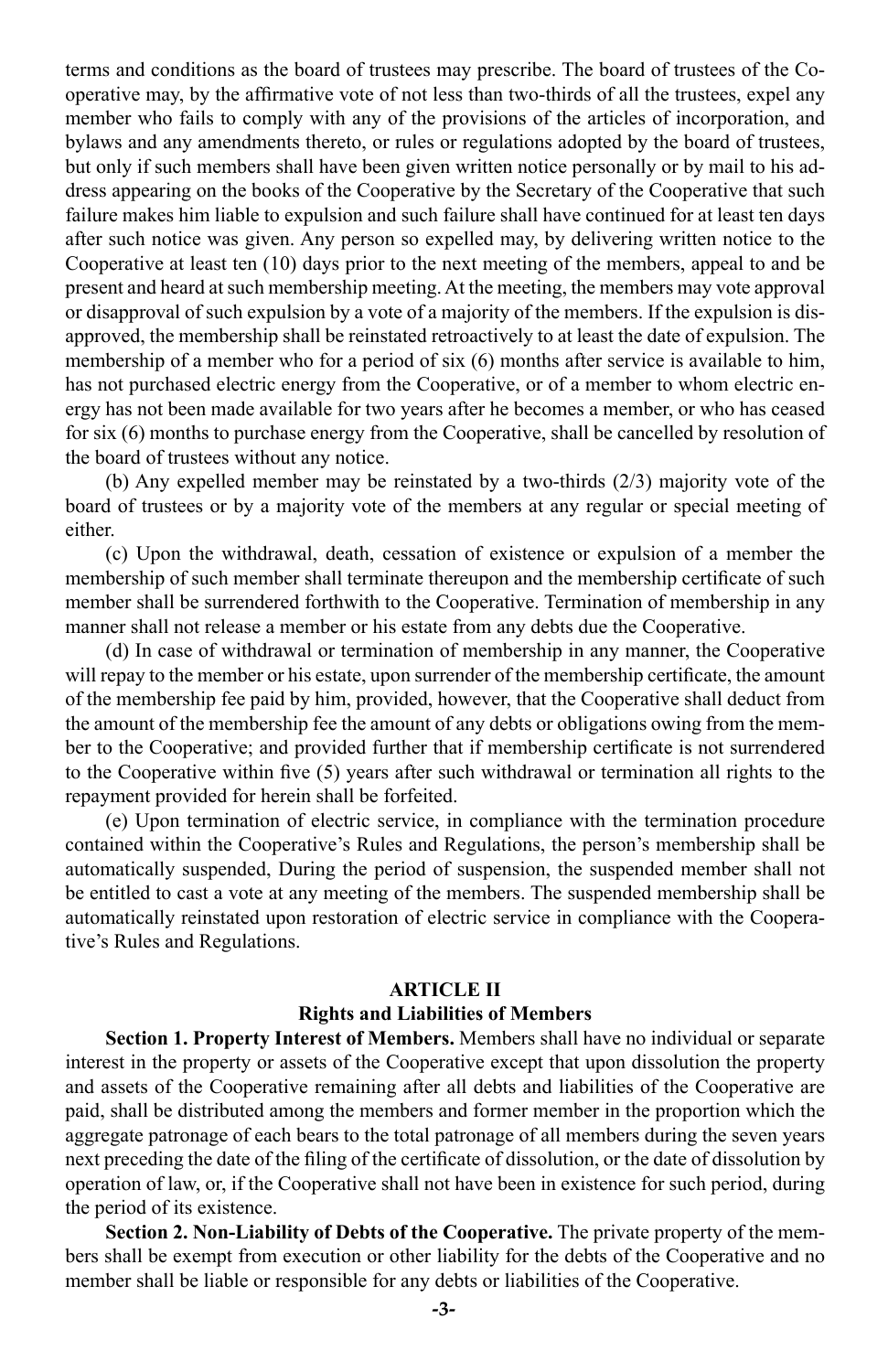terms and conditions as the board of trustees may prescribe. The board of trustees of the Cooperative may, by the affirmative vote of not less than two-thirds of all the trustees, expel any member who fails to comply with any of the provisions of the articles of incorporation, and bylaws and any amendments thereto, or rules or regulations adopted by the board of trustees, but only if such members shall have been given written notice personally or by mail to his address appearing on the books of the Cooperative by the Secretary of the Cooperative that such failure makes him liable to expulsion and such failure shall have continued for at least ten days after such notice was given. Any person so expelled may, by delivering written notice to the Cooperative at least ten (10) days prior to the next meeting of the members, appeal to and be present and heard at such membership meeting. At the meeting, the members may vote approval or disapproval of such expulsion by a vote of a majority of the members. If the expulsion is disapproved, the membership shall be reinstated retroactively to at least the date of expulsion. The membership of a member who for a period of six (6) months after service is available to him, has not purchased electric energy from the Cooperative, or of a member to whom electric energy has not been made available for two years after he becomes a member, or who has ceased for six (6) months to purchase energy from the Cooperative, shall be cancelled by resolution of the board of trustees without any notice.

(b) Any expelled member may be reinstated by a two-thirds (2/3) majority vote of the board of trustees or by a majority vote of the members at any regular or special meeting of either.

(c) Upon the withdrawal, death, cessation of existence or expulsion of a member the membership of such member shall terminate thereupon and the membership certificate of such member shall be surrendered forthwith to the Cooperative. Termination of membership in any manner shall not release a member or his estate from any debts due the Cooperative.

(d) In case of withdrawal or termination of membership in any manner, the Cooperative will repay to the member or his estate, upon surrender of the membership certificate, the amount of the membership fee paid by him, provided, however, that the Cooperative shall deduct from the amount of the membership fee the amount of any debts or obligations owing from the member to the Cooperative; and provided further that if membership certificate is not surrendered to the Cooperative within five (5) years after such withdrawal or termination all rights to the repayment provided for herein shall be forfeited.

(e) Upon termination of electric service, in compliance with the termination procedure contained within the Cooperative's Rules and Regulations, the person's membership shall be automatically suspended, During the period of suspension, the suspended member shall not be entitled to cast a vote at any meeting of the members. The suspended membership shall be automatically reinstated upon restoration of electric service in compliance with the Cooperative's Rules and Regulations.

## ARTICLE II
## Rights and Liabilities of Members

**Section 1. Property Interest of Members.** Members shall have no individual or separate interest in the property or assets of the Cooperative except that upon dissolution the property and assets of the Cooperative remaining after all debts and liabilities of the Cooperative are paid, shall be distributed among the members and former member in the proportion which the aggregate patronage of each bears to the total patronage of all members during the seven years next preceding the date of the filing of the certificate of dissolution, or the date of dissolution by operation of law, or, if the Cooperative shall not have been in existence for such period, during the period of its existence.

**Section 2. Non-Liability of Debts of the Cooperative.** The private property of the members shall be exempt from execution or other liability for the debts of the Cooperative and no member shall be liable or responsible for any debts or liabilities of the Cooperative.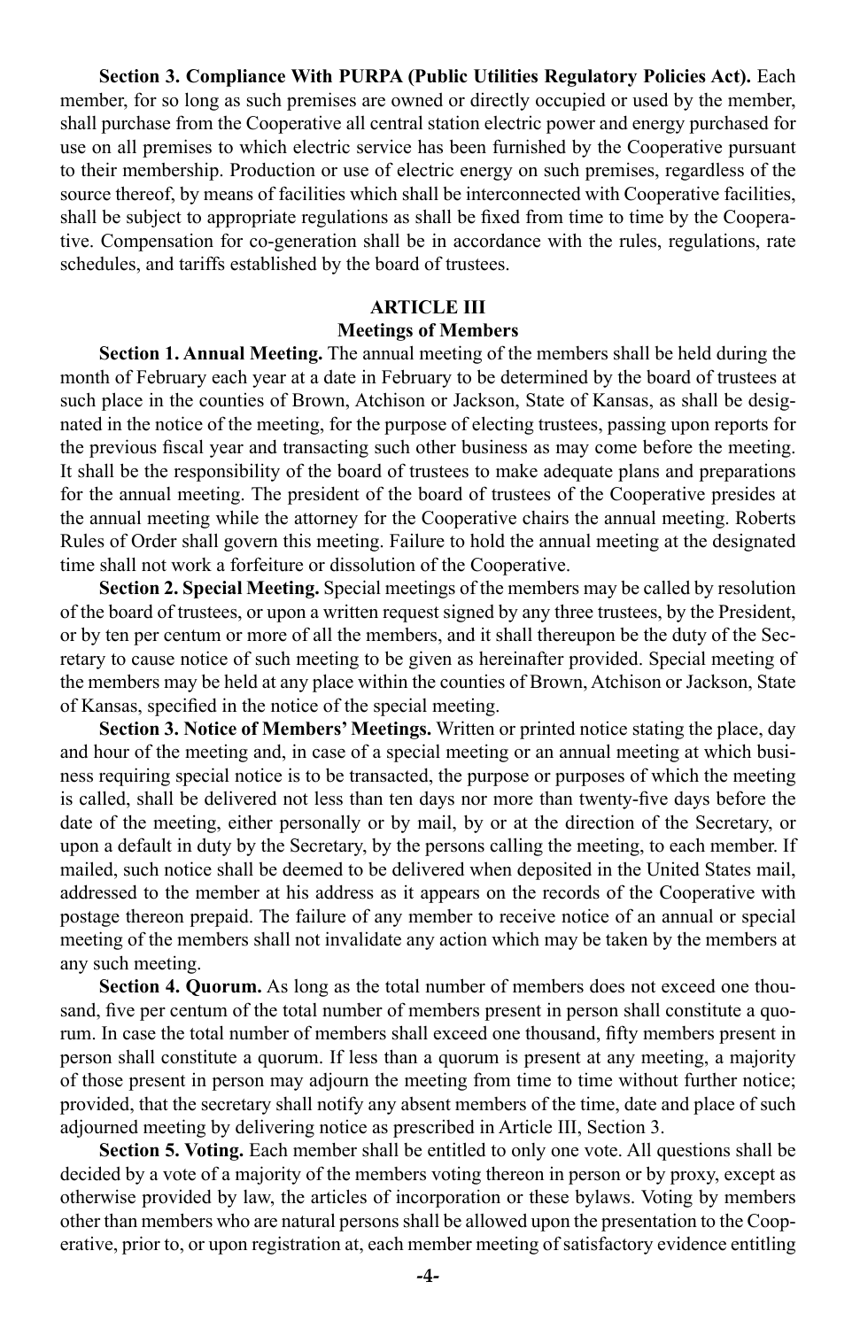**Section 3. Compliance With PURPA (Public Utilities Regulatory Policies Act).** Each member, for so long as such premises are owned or directly occupied or used by the member, shall purchase from the Cooperative all central station electric power and energy purchased for use on all premises to which electric service has been furnished by the Cooperative pursuant to their membership. Production or use of electric energy on such premises, regardless of the source thereof, by means of facilities which shall be interconnected with Cooperative facilities, shall be subject to appropriate regulations as shall be fixed from time to time by the Cooperative. Compensation for co-generation shall be in accordance with the rules, regulations, rate schedules, and tariffs established by the board of trustees.

## ARTICLE III
## Meetings of Members

**Section 1. Annual Meeting.** The annual meeting of the members shall be held during the month of February each year at a date in February to be determined by the board of trustees at such place in the counties of Brown, Atchison or Jackson, State of Kansas, as shall be designated in the notice of the meeting, for the purpose of electing trustees, passing upon reports for the previous fiscal year and transacting such other business as may come before the meeting. It shall be the responsibility of the board of trustees to make adequate plans and preparations for the annual meeting. The president of the board of trustees of the Cooperative presides at the annual meeting while the attorney for the Cooperative chairs the annual meeting. Roberts Rules of Order shall govern this meeting. Failure to hold the annual meeting at the designated time shall not work a forfeiture or dissolution of the Cooperative.

**Section 2. Special Meeting.** Special meetings of the members may be called by resolution of the board of trustees, or upon a written request signed by any three trustees, by the President, or by ten per centum or more of all the members, and it shall thereupon be the duty of the Secretary to cause notice of such meeting to be given as hereinafter provided. Special meeting of the members may be held at any place within the counties of Brown, Atchison or Jackson, State of Kansas, specified in the notice of the special meeting.

**Section 3. Notice of Members' Meetings.** Written or printed notice stating the place, day and hour of the meeting and, in case of a special meeting or an annual meeting at which business requiring special notice is to be transacted, the purpose or purposes of which the meeting is called, shall be delivered not less than ten days nor more than twenty-five days before the date of the meeting, either personally or by mail, by or at the direction of the Secretary, or upon a default in duty by the Secretary, by the persons calling the meeting, to each member. If mailed, such notice shall be deemed to be delivered when deposited in the United States mail, addressed to the member at his address as it appears on the records of the Cooperative with postage thereon prepaid. The failure of any member to receive notice of an annual or special meeting of the members shall not invalidate any action which may be taken by the members at any such meeting.

**Section 4. Quorum.** As long as the total number of members does not exceed one thousand, five per centum of the total number of members present in person shall constitute a quorum. In case the total number of members shall exceed one thousand, fifty members present in person shall constitute a quorum. If less than a quorum is present at any meeting, a majority of those present in person may adjourn the meeting from time to time without further notice; provided, that the secretary shall notify any absent members of the time, date and place of such adjourned meeting by delivering notice as prescribed in Article III, Section 3.

**Section 5. Voting.** Each member shall be entitled to only one vote. All questions shall be decided by a vote of a majority of the members voting thereon in person or by proxy, except as otherwise provided by law, the articles of incorporation or these bylaws. Voting by members other than members who are natural persons shall be allowed upon the presentation to the Cooperative, prior to, or upon registration at, each member meeting of satisfactory evidence entitling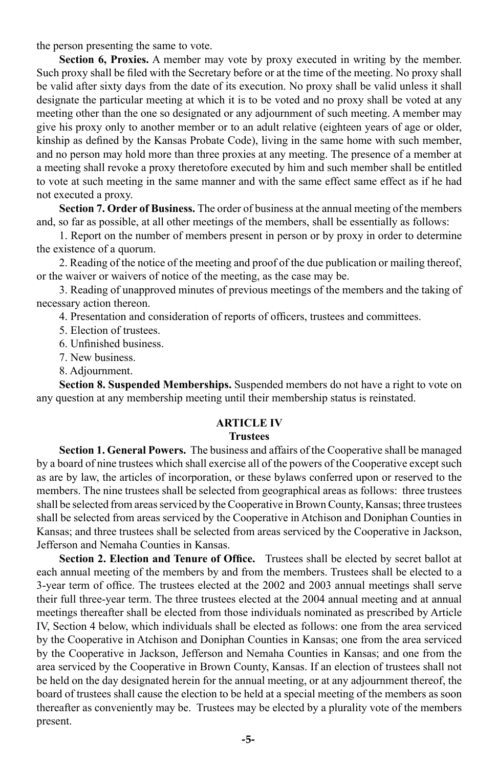the person presenting the same to vote.

**Section 6, Proxies.** A member may vote by proxy executed in writing by the member. Such proxy shall be filed with the Secretary before or at the time of the meeting. No proxy shall be valid after sixty days from the date of its execution. No proxy shall be valid unless it shall designate the particular meeting at which it is to be voted and no proxy shall be voted at any meeting other than the one so designated or any adjournment of such meeting. A member may give his proxy only to another member or to an adult relative (eighteen years of age or older, kinship as defined by the Kansas Probate Code), living in the same home with such member, and no person may hold more than three proxies at any meeting. The presence of a member at a meeting shall revoke a proxy theretofore executed by him and such member shall be entitled to vote at such meeting in the same manner and with the same effect same effect as if he had not executed a proxy.

**Section 7. Order of Business.** The order of business at the annual meeting of the members and, so far as possible, at all other meetings of the members, shall be essentially as follows:

1. Report on the number of members present in person or by proxy in order to determine the existence of a quorum.
2. Reading of the notice of the meeting and proof of the due publication or mailing thereof, or the waiver or waivers of notice of the meeting, as the case may be.
3. Reading of unapproved minutes of previous meetings of the members and the taking of necessary action thereon.
4. Presentation and consideration of reports of officers, trustees and committees.
5. Election of trustees.
6. Unfinished business.
7. New business.
8. Adjournment.

**Section 8. Suspended Memberships.** Suspended members do not have a right to vote on any question at any membership meeting until their membership status is reinstated.

## ARTICLE IV
### Trustees

**Section 1. General Powers.** The business and affairs of the Cooperative shall be managed by a board of nine trustees which shall exercise all of the powers of the Cooperative except such as are by law, the articles of incorporation, or these bylaws conferred upon or reserved to the members. The nine trustees shall be selected from geographical areas as follows: three trustees shall be selected from areas serviced by the Cooperative in Brown County, Kansas; three trustees shall be selected from areas serviced by the Cooperative in Atchison and Doniphan Counties in Kansas; and three trustees shall be selected from areas serviced by the Cooperative in Jackson, Jefferson and Nemaha Counties in Kansas.

**Section 2. Election and Tenure of Office.** Trustees shall be elected by secret ballot at each annual meeting of the members by and from the members. Trustees shall be elected to a 3-year term of office. The trustees elected at the 2002 and 2003 annual meetings shall serve their full three-year term. The three trustees elected at the 2004 annual meeting and at annual meetings thereafter shall be elected from those individuals nominated as prescribed by Article IV, Section 4 below, which individuals shall be elected as follows: one from the area serviced by the Cooperative in Atchison and Doniphan Counties in Kansas; one from the area serviced by the Cooperative in Jackson, Jefferson and Nemaha Counties in Kansas; and one from the area serviced by the Cooperative in Brown County, Kansas. If an election of trustees shall not be held on the day designated herein for the annual meeting, or at any adjournment thereof, the board of trustees shall cause the election to be held at a special meeting of the members as soon thereafter as conveniently may be. Trustees may be elected by a plurality vote of the members present.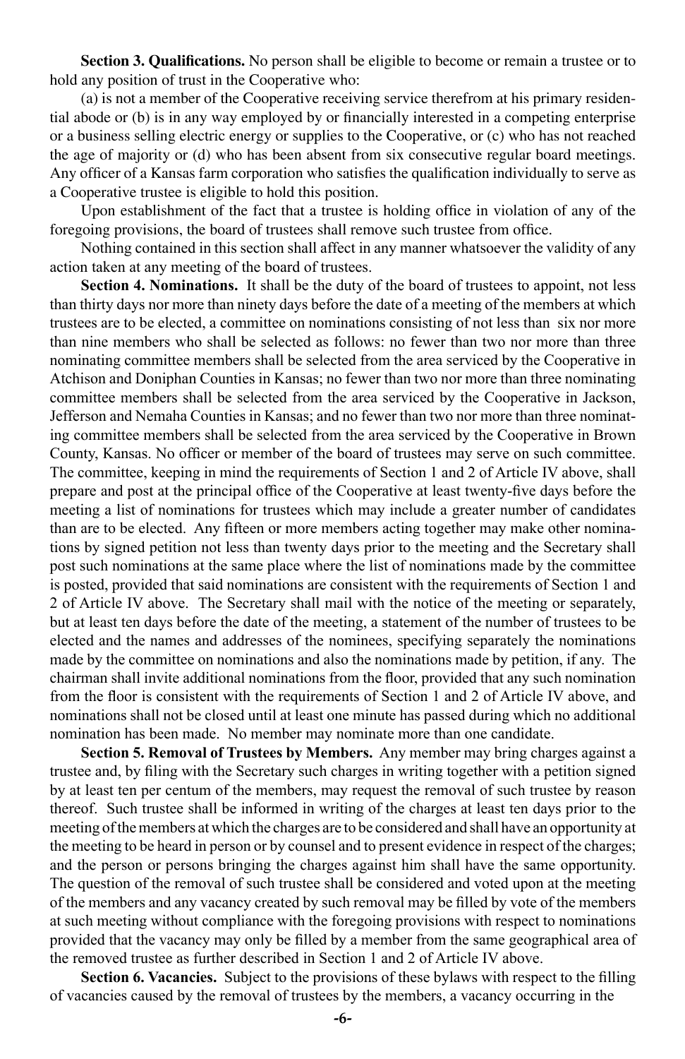**Section 3. Qualifications.** No person shall be eligible to become or remain a trustee or to hold any position of trust in the Cooperative who:

(a) is not a member of the Cooperative receiving service therefrom at his primary residential abode or (b) is in any way employed by or financially interested in a competing enterprise or a business selling electric energy or supplies to the Cooperative, or (c) who has not reached the age of majority or (d) who has been absent from six consecutive regular board meetings. Any officer of a Kansas farm corporation who satisfies the qualification individually to serve as a Cooperative trustee is eligible to hold this position.

Upon establishment of the fact that a trustee is holding office in violation of any of the foregoing provisions, the board of trustees shall remove such trustee from office.

Nothing contained in this section shall affect in any manner whatsoever the validity of any action taken at any meeting of the board of trustees.

**Section 4. Nominations.** It shall be the duty of the board of trustees to appoint, not less than thirty days nor more than ninety days before the date of a meeting of the members at which trustees are to be elected, a committee on nominations consisting of not less than six nor more than nine members who shall be selected as follows: no fewer than two nor more than three nominating committee members shall be selected from the area serviced by the Cooperative in Atchison and Doniphan Counties in Kansas; no fewer than two nor more than three nominating committee members shall be selected from the area serviced by the Cooperative in Jackson, Jefferson and Nemaha Counties in Kansas; and no fewer than two nor more than three nominating committee members shall be selected from the area serviced by the Cooperative in Brown County, Kansas. No officer or member of the board of trustees may serve on such committee. The committee, keeping in mind the requirements of Section 1 and 2 of Article IV above, shall prepare and post at the principal office of the Cooperative at least twenty-five days before the meeting a list of nominations for trustees which may include a greater number of candidates than are to be elected. Any fifteen or more members acting together may make other nominations by signed petition not less than twenty days prior to the meeting and the Secretary shall post such nominations at the same place where the list of nominations made by the committee is posted, provided that said nominations are consistent with the requirements of Section 1 and 2 of Article IV above. The Secretary shall mail with the notice of the meeting or separately, but at least ten days before the date of the meeting, a statement of the number of trustees to be elected and the names and addresses of the nominees, specifying separately the nominations made by the committee on nominations and also the nominations made by petition, if any. The chairman shall invite additional nominations from the floor, provided that any such nomination from the floor is consistent with the requirements of Section 1 and 2 of Article IV above, and nominations shall not be closed until at least one minute has passed during which no additional nomination has been made. No member may nominate more than one candidate.

**Section 5. Removal of Trustees by Members.** Any member may bring charges against a trustee and, by filing with the Secretary such charges in writing together with a petition signed by at least ten per centum of the members, may request the removal of such trustee by reason thereof. Such trustee shall be informed in writing of the charges at least ten days prior to the meeting of the members at which the charges are to be considered and shall have an opportunity at the meeting to be heard in person or by counsel and to present evidence in respect of the charges; and the person or persons bringing the charges against him shall have the same opportunity. The question of the removal of such trustee shall be considered and voted upon at the meeting of the members and any vacancy created by such removal may be filled by vote of the members at such meeting without compliance with the foregoing provisions with respect to nominations provided that the vacancy may only be filled by a member from the same geographical area of the removed trustee as further described in Section 1 and 2 of Article IV above.

**Section 6. Vacancies.** Subject to the provisions of these bylaws with respect to the filling of vacancies caused by the removal of trustees by the members, a vacancy occurring in the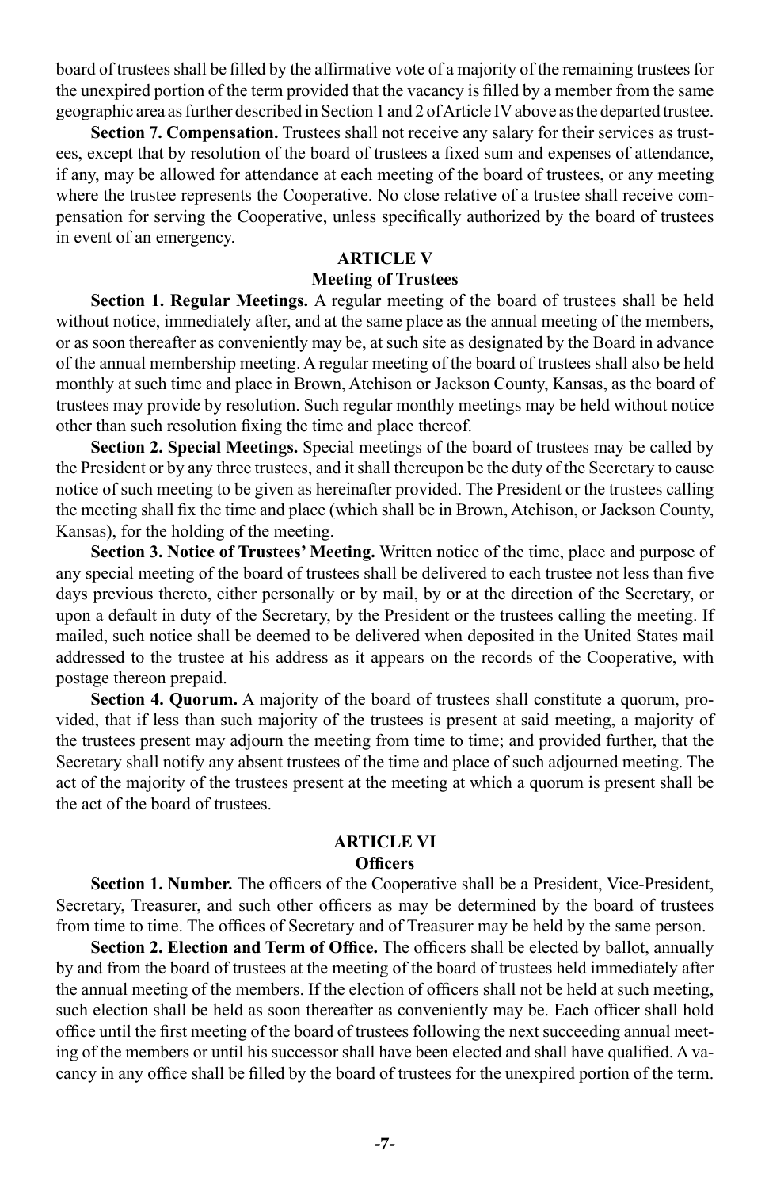board of trustees shall be filled by the affirmative vote of a majority of the remaining trustees for the unexpired portion of the term provided that the vacancy is filled by a member from the same geographic area as further described in Section 1 and 2 of Article IV above as the departed trustee.

**Section 7. Compensation.** Trustees shall not receive any salary for their services as trustees, except that by resolution of the board of trustees a fixed sum and expenses of attendance, if any, may be allowed for attendance at each meeting of the board of trustees, or any meeting where the trustee represents the Cooperative. No close relative of a trustee shall receive compensation for serving the Cooperative, unless specifically authorized by the board of trustees in event of an emergency.

## ARTICLE V
### Meeting of Trustees

**Section 1. Regular Meetings.** A regular meeting of the board of trustees shall be held without notice, immediately after, and at the same place as the annual meeting of the members, or as soon thereafter as conveniently may be, at such site as designated by the Board in advance of the annual membership meeting. A regular meeting of the board of trustees shall also be held monthly at such time and place in Brown, Atchison or Jackson County, Kansas, as the board of trustees may provide by resolution. Such regular monthly meetings may be held without notice other than such resolution fixing the time and place thereof.

**Section 2. Special Meetings.** Special meetings of the board of trustees may be called by the President or by any three trustees, and it shall thereupon be the duty of the Secretary to cause notice of such meeting to be given as hereinafter provided. The President or the trustees calling the meeting shall fix the time and place (which shall be in Brown, Atchison, or Jackson County, Kansas), for the holding of the meeting.

**Section 3. Notice of Trustees' Meeting.** Written notice of the time, place and purpose of any special meeting of the board of trustees shall be delivered to each trustee not less than five days previous thereto, either personally or by mail, by or at the direction of the Secretary, or upon a default in duty of the Secretary, by the President or the trustees calling the meeting. If mailed, such notice shall be deemed to be delivered when deposited in the United States mail addressed to the trustee at his address as it appears on the records of the Cooperative, with postage thereon prepaid.

**Section 4. Quorum.** A majority of the board of trustees shall constitute a quorum, provided, that if less than such majority of the trustees is present at said meeting, a majority of the trustees present may adjourn the meeting from time to time; and provided further, that the Secretary shall notify any absent trustees of the time and place of such adjourned meeting. The act of the majority of the trustees present at the meeting at which a quorum is present shall be the act of the board of trustees.

## ARTICLE VI
### Officers

**Section 1. Number.** The officers of the Cooperative shall be a President, Vice-President, Secretary, Treasurer, and such other officers as may be determined by the board of trustees from time to time. The offices of Secretary and of Treasurer may be held by the same person.

**Section 2. Election and Term of Office.** The officers shall be elected by ballot, annually by and from the board of trustees at the meeting of the board of trustees held immediately after the annual meeting of the members. If the election of officers shall not be held at such meeting, such election shall be held as soon thereafter as conveniently may be. Each officer shall hold office until the first meeting of the board of trustees following the next succeeding annual meeting of the members or until his successor shall have been elected and shall have qualified. A vacancy in any office shall be filled by the board of trustees for the unexpired portion of the term.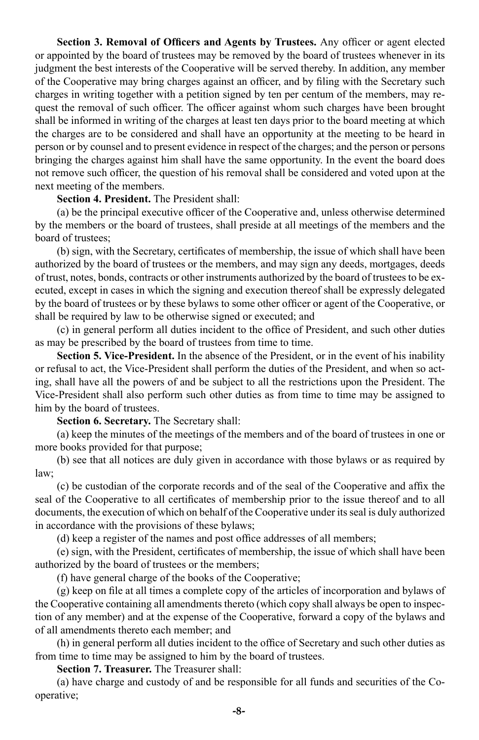**Section 3. Removal of Officers and Agents by Trustees.** Any officer or agent elected or appointed by the board of trustees may be removed by the board of trustees whenever in its judgment the best interests of the Cooperative will be served thereby. In addition, any member of the Cooperative may bring charges against an officer, and by filing with the Secretary such charges in writing together with a petition signed by ten per centum of the members, may request the removal of such officer. The officer against whom such charges have been brought shall be informed in writing of the charges at least ten days prior to the board meeting at which the charges are to be considered and shall have an opportunity at the meeting to be heard in person or by counsel and to present evidence in respect of the charges; and the person or persons bringing the charges against him shall have the same opportunity. In the event the board does not remove such officer, the question of his removal shall be considered and voted upon at the next meeting of the members.

**Section 4. President.** The President shall:

(a) be the principal executive officer of the Cooperative and, unless otherwise determined by the members or the board of trustees, shall preside at all meetings of the members and the board of trustees;

(b) sign, with the Secretary, certificates of membership, the issue of which shall have been authorized by the board of trustees or the members, and may sign any deeds, mortgages, deeds of trust, notes, bonds, contracts or other instruments authorized by the board of trustees to be executed, except in cases in which the signing and execution thereof shall be expressly delegated by the board of trustees or by these bylaws to some other officer or agent of the Cooperative, or shall be required by law to be otherwise signed or executed; and

(c) in general perform all duties incident to the office of President, and such other duties as may be prescribed by the board of trustees from time to time.

**Section 5. Vice-President.** In the absence of the President, or in the event of his inability or refusal to act, the Vice-President shall perform the duties of the President, and when so acting, shall have all the powers of and be subject to all the restrictions upon the President. The Vice-President shall also perform such other duties as from time to time may be assigned to him by the board of trustees.

**Section 6. Secretary.** The Secretary shall:

(a) keep the minutes of the meetings of the members and of the board of trustees in one or more books provided for that purpose;

(b) see that all notices are duly given in accordance with those bylaws or as required by law;

(c) be custodian of the corporate records and of the seal of the Cooperative and affix the seal of the Cooperative to all certificates of membership prior to the issue thereof and to all documents, the execution of which on behalf of the Cooperative under its seal is duly authorized in accordance with the provisions of these bylaws;

(d) keep a register of the names and post office addresses of all members;

(e) sign, with the President, certificates of membership, the issue of which shall have been authorized by the board of trustees or the members;

(f) have general charge of the books of the Cooperative;

(g) keep on file at all times a complete copy of the articles of incorporation and bylaws of the Cooperative containing all amendments thereto (which copy shall always be open to inspection of any member) and at the expense of the Cooperative, forward a copy of the bylaws and of all amendments thereto each member; and

(h) in general perform all duties incident to the office of Secretary and such other duties as from time to time may be assigned to him by the board of trustees.

**Section 7. Treasurer.** The Treasurer shall:

(a) have charge and custody of and be responsible for all funds and securities of the Cooperative;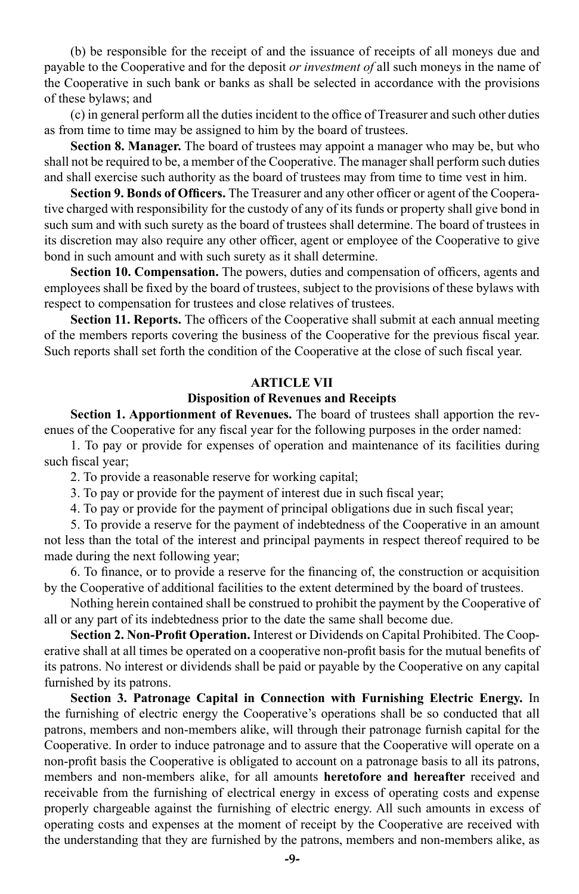(b) be responsible for the receipt of and the issuance of receipts of all moneys due and payable to the Cooperative and for the deposit *or investment of* all such moneys in the name of the Cooperative in such bank or banks as shall be selected in accordance with the provisions of these bylaws; and

(c) in general perform all the duties incident to the office of Treasurer and such other duties as from time to time may be assigned to him by the board of trustees.

**Section 8. Manager.** The board of trustees may appoint a manager who may be, but who shall not be required to be, a member of the Cooperative. The manager shall perform such duties and shall exercise such authority as the board of trustees may from time to time vest in him.

**Section 9. Bonds of Officers.** The Treasurer and any other officer or agent of the Cooperative charged with responsibility for the custody of any of its funds or property shall give bond in such sum and with such surety as the board of trustees shall determine. The board of trustees in its discretion may also require any other officer, agent or employee of the Cooperative to give bond in such amount and with such surety as it shall determine.

**Section 10. Compensation.** The powers, duties and compensation of officers, agents and employees shall be fixed by the board of trustees, subject to the provisions of these bylaws with respect to compensation for trustees and close relatives of trustees.

**Section 11. Reports.** The officers of the Cooperative shall submit at each annual meeting of the members reports covering the business of the Cooperative for the previous fiscal year. Such reports shall set forth the condition of the Cooperative at the close of such fiscal year.

## ARTICLE VII
### Disposition of Revenues and Receipts

**Section 1. Apportionment of Revenues.** The board of trustees shall apportion the revenues of the Cooperative for any fiscal year for the following purposes in the order named:

1. To pay or provide for expenses of operation and maintenance of its facilities during such fiscal year;
2. To provide a reasonable reserve for working capital;
3. To pay or provide for the payment of interest due in such fiscal year;
4. To pay or provide for the payment of principal obligations due in such fiscal year;
5. To provide a reserve for the payment of indebtedness of the Cooperative in an amount not less than the total of the interest and principal payments in respect thereof required to be made during the next following year;
6. To finance, or to provide a reserve for the financing of, the construction or acquisition by the Cooperative of additional facilities to the extent determined by the board of trustees.

Nothing herein contained shall be construed to prohibit the payment by the Cooperative of all or any part of its indebtedness prior to the date the same shall become due.

**Section 2. Non-Profit Operation.** Interest or Dividends on Capital Prohibited. The Cooperative shall at all times be operated on a cooperative non-profit basis for the mutual benefits of its patrons. No interest or dividends shall be paid or payable by the Cooperative on any capital furnished by its patrons.

**Section 3. Patronage Capital in Connection with Furnishing Electric Energy.** In the furnishing of electric energy the Cooperative's operations shall be so conducted that all patrons, members and non-members alike, will through their patronage furnish capital for the Cooperative. In order to induce patronage and to assure that the Cooperative will operate on a non-profit basis the Cooperative is obligated to account on a patronage basis to all its patrons, members and non-members alike, for all amounts **heretofore and hereafter** received and receivable from the furnishing of electrical energy in excess of operating costs and expense properly chargeable against the furnishing of electric energy. All such amounts in excess of operating costs and expenses at the moment of receipt by the Cooperative are received with the understanding that they are furnished by the patrons, members and non-members alike, as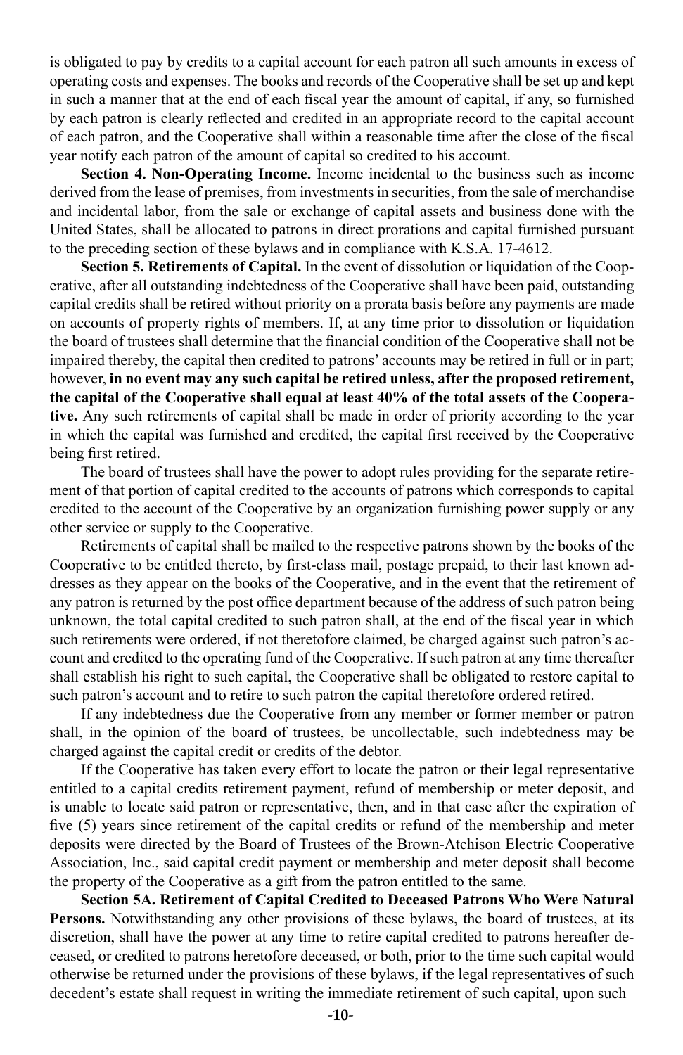is obligated to pay by credits to a capital account for each patron all such amounts in excess of operating costs and expenses. The books and records of the Cooperative shall be set up and kept in such a manner that at the end of each fiscal year the amount of capital, if any, so furnished by each patron is clearly reflected and credited in an appropriate record to the capital account of each patron, and the Cooperative shall within a reasonable time after the close of the fiscal year notify each patron of the amount of capital so credited to his account.

**Section 4. Non-Operating Income.** Income incidental to the business such as income derived from the lease of premises, from investments in securities, from the sale of merchandise and incidental labor, from the sale or exchange of capital assets and business done with the United States, shall be allocated to patrons in direct prorations and capital furnished pursuant to the preceding section of these bylaws and in compliance with K.S.A. 17-4612.

**Section 5. Retirements of Capital.** In the event of dissolution or liquidation of the Cooperative, after all outstanding indebtedness of the Cooperative shall have been paid, outstanding capital credits shall be retired without priority on a prorata basis before any payments are made on accounts of property rights of members. If, at any time prior to dissolution or liquidation the board of trustees shall determine that the financial condition of the Cooperative shall not be impaired thereby, the capital then credited to patrons' accounts may be retired in full or in part; however, **in no event may any such capital be retired unless, after the proposed retirement, the capital of the Cooperative shall equal at least 40% of the total assets of the Cooperative.** Any such retirements of capital shall be made in order of priority according to the year in which the capital was furnished and credited, the capital first received by the Cooperative being first retired.

The board of trustees shall have the power to adopt rules providing for the separate retirement of that portion of capital credited to the accounts of patrons which corresponds to capital credited to the account of the Cooperative by an organization furnishing power supply or any other service or supply to the Cooperative.

Retirements of capital shall be mailed to the respective patrons shown by the books of the Cooperative to be entitled thereto, by first-class mail, postage prepaid, to their last known addresses as they appear on the books of the Cooperative, and in the event that the retirement of any patron is returned by the post office department because of the address of such patron being unknown, the total capital credited to such patron shall, at the end of the fiscal year in which such retirements were ordered, if not theretofore claimed, be charged against such patron's account and credited to the operating fund of the Cooperative. If such patron at any time thereafter shall establish his right to such capital, the Cooperative shall be obligated to restore capital to such patron's account and to retire to such patron the capital theretofore ordered retired.

If any indebtedness due the Cooperative from any member or former member or patron shall, in the opinion of the board of trustees, be uncollectable, such indebtedness may be charged against the capital credit or credits of the debtor.

If the Cooperative has taken every effort to locate the patron or their legal representative entitled to a capital credits retirement payment, refund of membership or meter deposit, and is unable to locate said patron or representative, then, and in that case after the expiration of five (5) years since retirement of the capital credits or refund of the membership and meter deposits were directed by the Board of Trustees of the Brown-Atchison Electric Cooperative Association, Inc., said capital credit payment or membership and meter deposit shall become the property of the Cooperative as a gift from the patron entitled to the same.

**Section 5A. Retirement of Capital Credited to Deceased Patrons Who Were Natural Persons.** Notwithstanding any other provisions of these bylaws, the board of trustees, at its discretion, shall have the power at any time to retire capital credited to patrons hereafter deceased, or credited to patrons heretofore deceased, or both, prior to the time such capital would otherwise be returned under the provisions of these bylaws, if the legal representatives of such decedent's estate shall request in writing the immediate retirement of such capital, upon such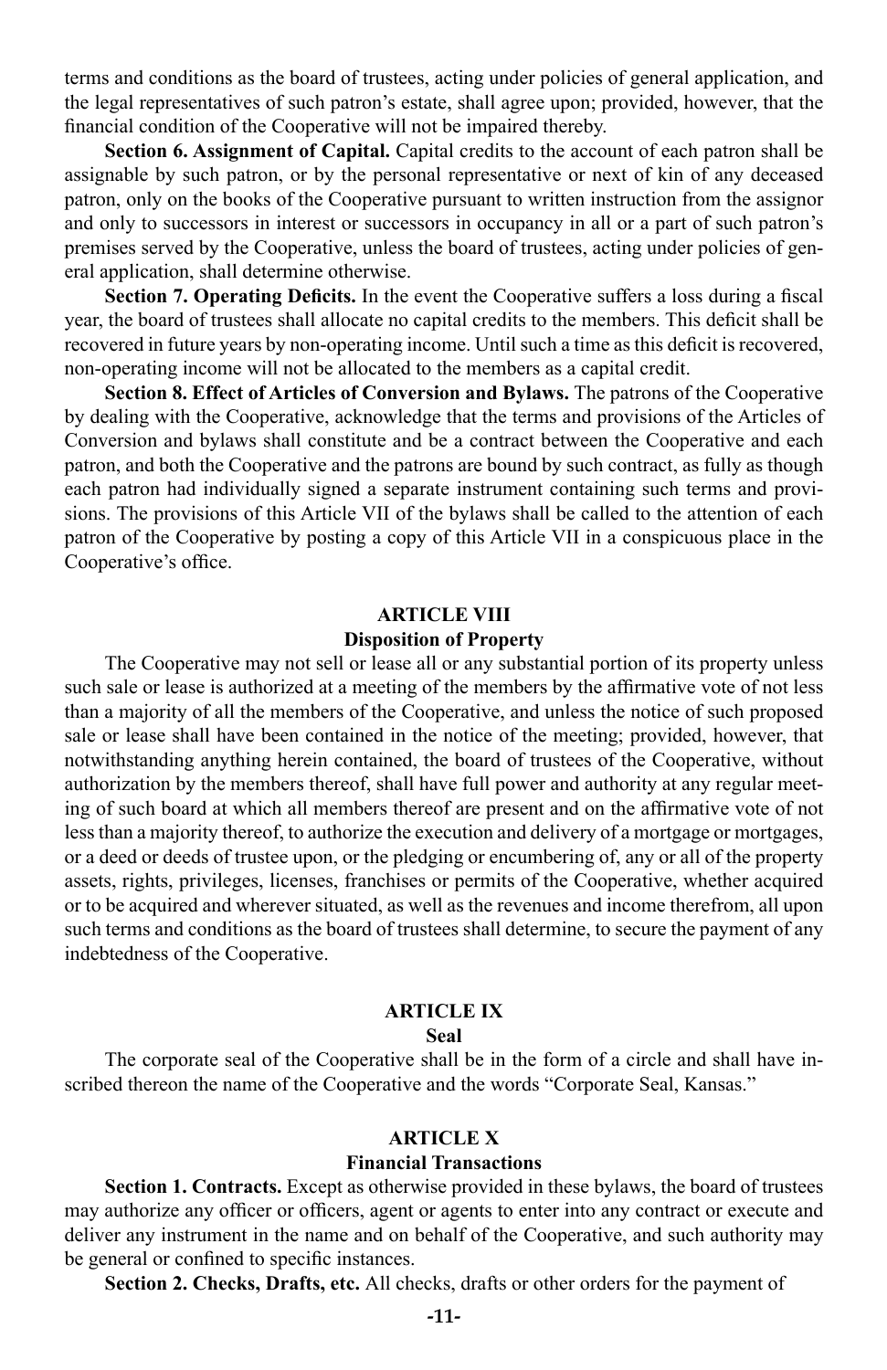terms and conditions as the board of trustees, acting under policies of general application, and the legal representatives of such patron's estate, shall agree upon; provided, however, that the financial condition of the Cooperative will not be impaired thereby.

**Section 6. Assignment of Capital.** Capital credits to the account of each patron shall be assignable by such patron, or by the personal representative or next of kin of any deceased patron, only on the books of the Cooperative pursuant to written instruction from the assignor and only to successors in interest or successors in occupancy in all or a part of such patron's premises served by the Cooperative, unless the board of trustees, acting under policies of general application, shall determine otherwise.

**Section 7. Operating Deficits.** In the event the Cooperative suffers a loss during a fiscal year, the board of trustees shall allocate no capital credits to the members. This deficit shall be recovered in future years by non-operating income. Until such a time as this deficit is recovered, non-operating income will not be allocated to the members as a capital credit.

**Section 8. Effect of Articles of Conversion and Bylaws.** The patrons of the Cooperative by dealing with the Cooperative, acknowledge that the terms and provisions of the Articles of Conversion and bylaws shall constitute and be a contract between the Cooperative and each patron, and both the Cooperative and the patrons are bound by such contract, as fully as though each patron had individually signed a separate instrument containing such terms and provisions. The provisions of this Article VII of the bylaws shall be called to the attention of each patron of the Cooperative by posting a copy of this Article VII in a conspicuous place in the Cooperative's office.

## ARTICLE VIII
### Disposition of Property

The Cooperative may not sell or lease all or any substantial portion of its property unless such sale or lease is authorized at a meeting of the members by the affirmative vote of not less than a majority of all the members of the Cooperative, and unless the notice of such proposed sale or lease shall have been contained in the notice of the meeting; provided, however, that notwithstanding anything herein contained, the board of trustees of the Cooperative, without authorization by the members thereof, shall have full power and authority at any regular meeting of such board at which all members thereof are present and on the affirmative vote of not less than a majority thereof, to authorize the execution and delivery of a mortgage or mortgages, or a deed or deeds of trustee upon, or the pledging or encumbering of, any or all of the property assets, rights, privileges, licenses, franchises or permits of the Cooperative, whether acquired or to be acquired and wherever situated, as well as the revenues and income therefrom, all upon such terms and conditions as the board of trustees shall determine, to secure the payment of any indebtedness of the Cooperative.

## ARTICLE IX
### Seal

The corporate seal of the Cooperative shall be in the form of a circle and shall have inscribed thereon the name of the Cooperative and the words "Corporate Seal, Kansas."

## ARTICLE X
### Financial Transactions

**Section 1. Contracts.** Except as otherwise provided in these bylaws, the board of trustees may authorize any officer or officers, agent or agents to enter into any contract or execute and deliver any instrument in the name and on behalf of the Cooperative, and such authority may be general or confined to specific instances.

**Section 2. Checks, Drafts, etc.** All checks, drafts or other orders for the payment of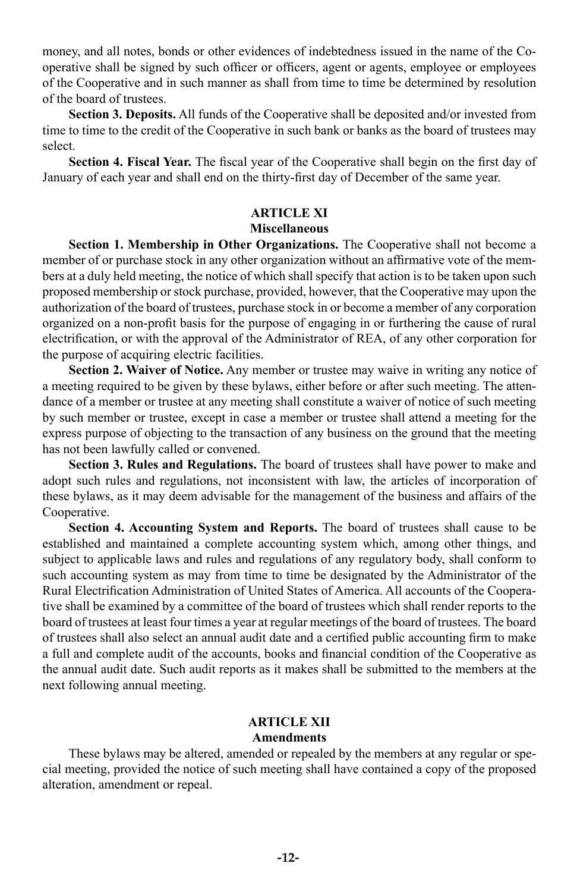money, and all notes, bonds or other evidences of indebtedness issued in the name of the Cooperative shall be signed by such officer or officers, agent or agents, employee or employees of the Cooperative and in such manner as shall from time to time be determined by resolution of the board of trustees.

**Section 3. Deposits.** All funds of the Cooperative shall be deposited and/or invested from time to time to the credit of the Cooperative in such bank or banks as the board of trustees may select.

**Section 4. Fiscal Year.** The fiscal year of the Cooperative shall begin on the first day of January of each year and shall end on the thirty-first day of December of the same year.

## ARTICLE XI
### Miscellaneous

**Section 1. Membership in Other Organizations.** The Cooperative shall not become a member of or purchase stock in any other organization without an affirmative vote of the members at a duly held meeting, the notice of which shall specify that action is to be taken upon such proposed membership or stock purchase, provided, however, that the Cooperative may upon the authorization of the board of trustees, purchase stock in or become a member of any corporation organized on a non-profit basis for the purpose of engaging in or furthering the cause of rural electrification, or with the approval of the Administrator of REA, of any other corporation for the purpose of acquiring electric facilities.

**Section 2. Waiver of Notice.** Any member or trustee may waive in writing any notice of a meeting required to be given by these bylaws, either before or after such meeting. The attendance of a member or trustee at any meeting shall constitute a waiver of notice of such meeting by such member or trustee, except in case a member or trustee shall attend a meeting for the express purpose of objecting to the transaction of any business on the ground that the meeting has not been lawfully called or convened.

**Section 3. Rules and Regulations.** The board of trustees shall have power to make and adopt such rules and regulations, not inconsistent with law, the articles of incorporation of these bylaws, as it may deem advisable for the management of the business and affairs of the Cooperative.

**Section 4. Accounting System and Reports.** The board of trustees shall cause to be established and maintained a complete accounting system which, among other things, and subject to applicable laws and rules and regulations of any regulatory body, shall conform to such accounting system as may from time to time be designated by the Administrator of the Rural Electrification Administration of United States of America. All accounts of the Cooperative shall be examined by a committee of the board of trustees which shall render reports to the board of trustees at least four times a year at regular meetings of the board of trustees. The board of trustees shall also select an annual audit date and a certified public accounting firm to make a full and complete audit of the accounts, books and financial condition of the Cooperative as the annual audit date. Such audit reports as it makes shall be submitted to the members at the next following annual meeting.

## ARTICLE XII
### Amendments

These bylaws may be altered, amended or repealed by the members at any regular or special meeting, provided the notice of such meeting shall have contained a copy of the proposed alteration, amendment or repeal.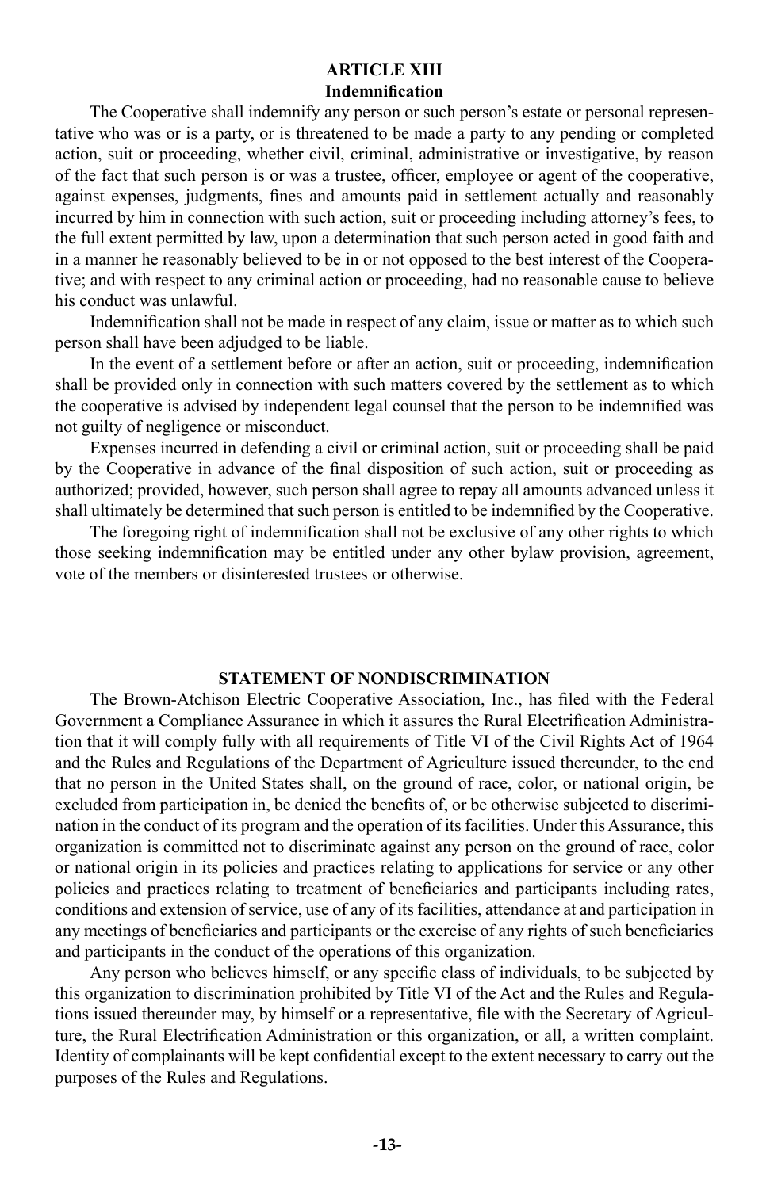## ARTICLE XIII
### Indemnification

The Cooperative shall indemnify any person or such person's estate or personal representative who was or is a party, or is threatened to be made a party to any pending or completed action, suit or proceeding, whether civil, criminal, administrative or investigative, by reason of the fact that such person is or was a trustee, officer, employee or agent of the cooperative, against expenses, judgments, fines and amounts paid in settlement actually and reasonably incurred by him in connection with such action, suit or proceeding including attorney's fees, to the full extent permitted by law, upon a determination that such person acted in good faith and in a manner he reasonably believed to be in or not opposed to the best interest of the Cooperative; and with respect to any criminal action or proceeding, had no reasonable cause to believe his conduct was unlawful.

Indemnification shall not be made in respect of any claim, issue or matter as to which such person shall have been adjudged to be liable.

In the event of a settlement before or after an action, suit or proceeding, indemnification shall be provided only in connection with such matters covered by the settlement as to which the cooperative is advised by independent legal counsel that the person to be indemnified was not guilty of negligence or misconduct.

Expenses incurred in defending a civil or criminal action, suit or proceeding shall be paid by the Cooperative in advance of the final disposition of such action, suit or proceeding as authorized; provided, however, such person shall agree to repay all amounts advanced unless it shall ultimately be determined that such person is entitled to be indemnified by the Cooperative.

The foregoing right of indemnification shall not be exclusive of any other rights to which those seeking indemnification may be entitled under any other bylaw provision, agreement, vote of the members or disinterested trustees or otherwise.

## STATEMENT OF NONDISCRIMINATION

The Brown-Atchison Electric Cooperative Association, Inc., has filed with the Federal Government a Compliance Assurance in which it assures the Rural Electrification Administration that it will comply fully with all requirements of Title VI of the Civil Rights Act of 1964 and the Rules and Regulations of the Department of Agriculture issued thereunder, to the end that no person in the United States shall, on the ground of race, color, or national origin, be excluded from participation in, be denied the benefits of, or be otherwise subjected to discrimination in the conduct of its program and the operation of its facilities. Under this Assurance, this organization is committed not to discriminate against any person on the ground of race, color or national origin in its policies and practices relating to applications for service or any other policies and practices relating to treatment of beneficiaries and participants including rates, conditions and extension of service, use of any of its facilities, attendance at and participation in any meetings of beneficiaries and participants or the exercise of any rights of such beneficiaries and participants in the conduct of the operations of this organization.

Any person who believes himself, or any specific class of individuals, to be subjected by this organization to discrimination prohibited by Title VI of the Act and the Rules and Regulations issued thereunder may, by himself or a representative, file with the Secretary of Agriculture, the Rural Electrification Administration or this organization, or all, a written complaint. Identity of complainants will be kept confidential except to the extent necessary to carry out the purposes of the Rules and Regulations.